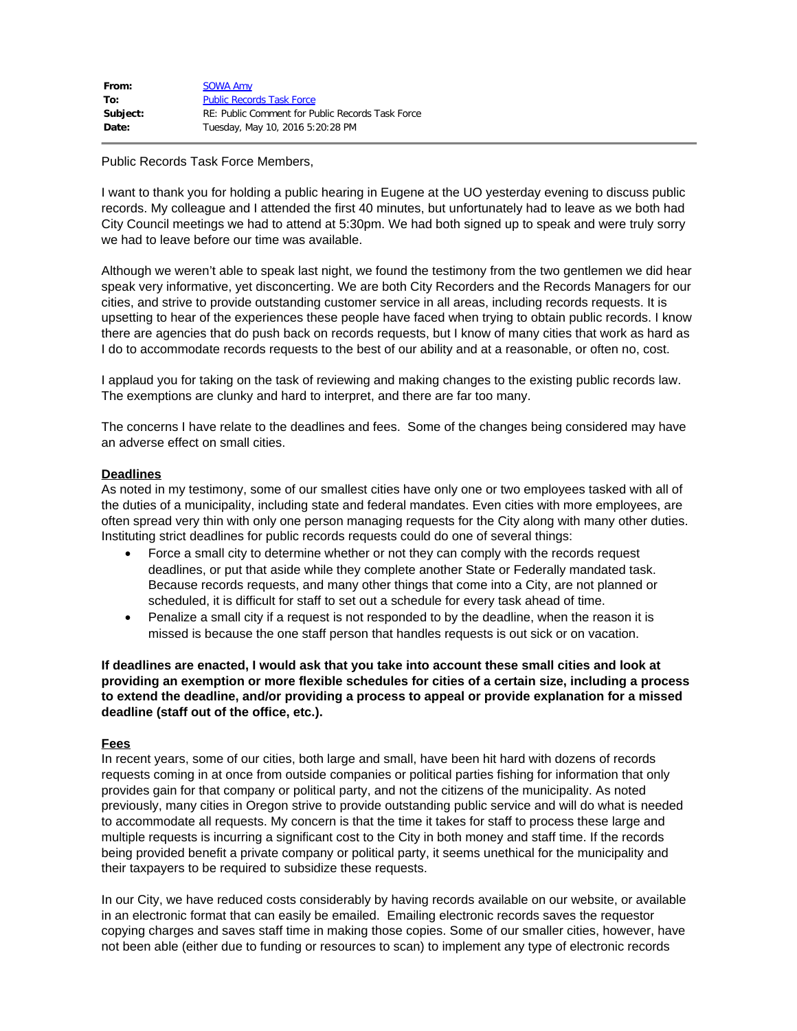| | |
|---|---|
| **From:** | SOWA Amy |
| **To:** | Public Records Task Force |
| **Subject:** | RE: Public Comment for Public Records Task Force |
| **Date:** | Tuesday, May 10, 2016 5:20:28 PM |

---

Public Records Task Force Members,

I want to thank you for holding a public hearing in Eugene at the UO yesterday evening to discuss public records. My colleague and I attended the first 40 minutes, but unfortunately had to leave as we both had City Council meetings we had to attend at 5:30pm. We had both signed up to speak and were truly sorry we had to leave before our time was available.

Although we weren't able to speak last night, we found the testimony from the two gentlemen we did hear speak very informative, yet disconcerting. We are both City Recorders and the Records Managers for our cities, and strive to provide outstanding customer service in all areas, including records requests. It is upsetting to hear of the experiences these people have faced when trying to obtain public records. I know there are agencies that do push back on records requests, but I know of many cities that work as hard as I do to accommodate records requests to the best of our ability and at a reasonable, or often no, cost.

I applaud you for taking on the task of reviewing and making changes to the existing public records law. The exemptions are clunky and hard to interpret, and there are far too many.

The concerns I have relate to the deadlines and fees. Some of the changes being considered may have an adverse effect on small cities.

**Deadlines**

As noted in my testimony, some of our smallest cities have only one or two employees tasked with all of the duties of a municipality, including state and federal mandates. Even cities with more employees, are often spread very thin with only one person managing requests for the City along with many other duties. Instituting strict deadlines for public records requests could do one of several things:

- Force a small city to determine whether or not they can comply with the records request deadlines, or put that aside while they complete another State or Federally mandated task. Because records requests, and many other things that come into a City, are not planned or scheduled, it is difficult for staff to set out a schedule for every task ahead of time.
- Penalize a small city if a request is not responded to by the deadline, when the reason it is missed is because the one staff person that handles requests is out sick or on vacation.

**If deadlines are enacted, I would ask that you take into account these small cities and look at providing an exemption or more flexible schedules for cities of a certain size, including a process to extend the deadline, and/or providing a process to appeal or provide explanation for a missed deadline (staff out of the office, etc.).**

**Fees**

In recent years, some of our cities, both large and small, have been hit hard with dozens of records requests coming in at once from outside companies or political parties fishing for information that only provides gain for that company or political party, and not the citizens of the municipality. As noted previously, many cities in Oregon strive to provide outstanding public service and will do what is needed to accommodate all requests. My concern is that the time it takes for staff to process these large and multiple requests is incurring a significant cost to the City in both money and staff time. If the records being provided benefit a private company or political party, it seems unethical for the municipality and their taxpayers to be required to subsidize these requests.

In our City, we have reduced costs considerably by having records available on our website, or available in an electronic format that can easily be emailed. Emailing electronic records saves the requestor copying charges and saves staff time in making those copies. Some of our smaller cities, however, have not been able (either due to funding or resources to scan) to implement any type of electronic records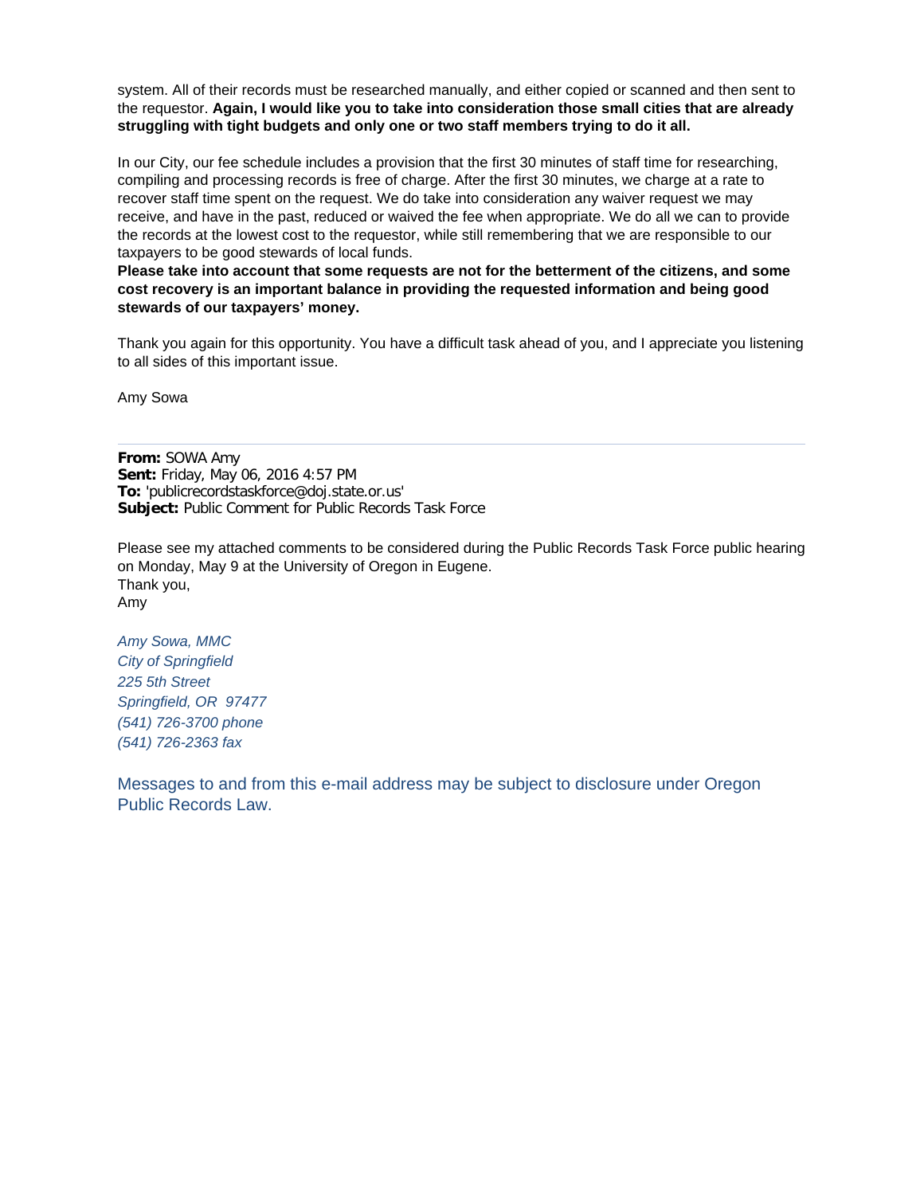system. All of their records must be researched manually, and either copied or scanned and then sent to the requestor. **Again, I would like you to take into consideration those small cities that are already struggling with tight budgets and only one or two staff members trying to do it all.**

In our City, our fee schedule includes a provision that the first 30 minutes of staff time for researching, compiling and processing records is free of charge. After the first 30 minutes, we charge at a rate to recover staff time spent on the request. We do take into consideration any waiver request we may receive, and have in the past, reduced or waived the fee when appropriate. We do all we can to provide the records at the lowest cost to the requestor, while still remembering that we are responsible to our taxpayers to be good stewards of local funds.
**Please take into account that some requests are not for the betterment of the citizens, and some cost recovery is an important balance in providing the requested information and being good stewards of our taxpayers' money.**

Thank you again for this opportunity. You have a difficult task ahead of you, and I appreciate you listening to all sides of this important issue.

Amy Sowa

---

**From:** SOWA Amy
**Sent:** Friday, May 06, 2016 4:57 PM
**To:** 'publicrecordstaskforce@doj.state.or.us'
**Subject:** Public Comment for Public Records Task Force

Please see my attached comments to be considered during the Public Records Task Force public hearing on Monday, May 9 at the University of Oregon in Eugene.
Thank you,
Amy

*Amy Sowa, MMC*
*City of Springfield*
*225 5th Street*
*Springfield, OR 97477*
*(541) 726-3700 phone*
*(541) 726-2363 fax*

Messages to and from this e-mail address may be subject to disclosure under Oregon Public Records Law.